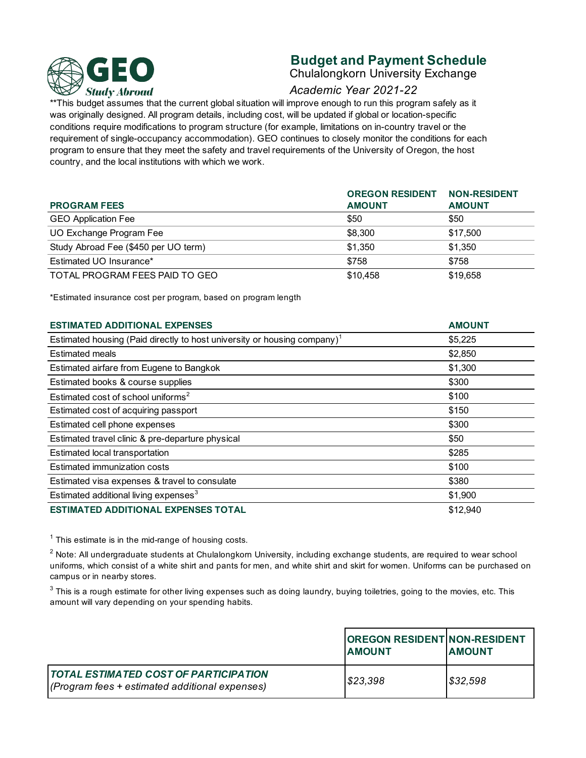# Budget and Payment Schedule

## Chulalongkorn University Exchange

*Academic Year 2021-22*

**This budget assumes that the current global situation will improve enough to run this program safely as it was originally designed. All program details, including cost, will be updated if global or location-specific conditions require modifications to program structure (for example, limitations on in-country travel or the requirement of single-occupancy accommodation). GEO continues to closely monitor the conditions for each program to ensure that they meet the safety and travel requirements of the University of Oregon, the host country, and the local institutions with which we work.

| PROGRAM FEES | OREGON RESIDENT AMOUNT | NON-RESIDENT AMOUNT |
|---|---|---|
| GEO Application Fee | $50 | $50 |
| UO Exchange Program Fee | $8,300 | $17,500 |
| Study Abroad Fee ($450 per UO term) | $1,350 | $1,350 |
| Estimated UO Insurance* | $758 | $758 |
| TOTAL PROGRAM FEES PAID TO GEO | $10,458 | $19,658 |

*Estimated insurance cost per program, based on program length

| ESTIMATED ADDITIONAL EXPENSES | AMOUNT |
|---|---|
| Estimated housing (Paid directly to host university or housing company)[1] | $5,225 |
| Estimated meals | $2,850 |
| Estimated airfare from Eugene to Bangkok | $1,300 |
| Estimated books & course supplies | $300 |
| Estimated cost of school uniforms[2] | $100 |
| Estimated cost of acquiring passport | $150 |
| Estimated cell phone expenses | $300 |
| Estimated travel clinic & pre-departure physical | $50 |
| Estimated local transportation | $285 |
| Estimated immunization costs | $100 |
| Estimated visa expenses & travel to consulate | $380 |
| Estimated additional living expenses[3] | $1,900 |
| **ESTIMATED ADDITIONAL EXPENSES TOTAL** | $12,940 |

[1] This estimate is in the mid-range of housing costs.

[2] Note: All undergraduate students at Chulalongkorn University, including exchange students, are required to wear school uniforms, which consist of a white shirt and pants for men, and white shirt and skirt for women. Uniforms can be purchased on campus or in nearby stores.

[3] This is a rough estimate for other living expenses such as doing laundry, buying toiletries, going to the movies, etc. This amount will vary depending on your spending habits.

| | OREGON RESIDENT AMOUNT | NON-RESIDENT AMOUNT |
|---|---|---|
| ***TOTAL ESTIMATED COST OF PARTICIPATION*** *(Program fees + estimated additional expenses)* | *$23,398* | *$32,598* |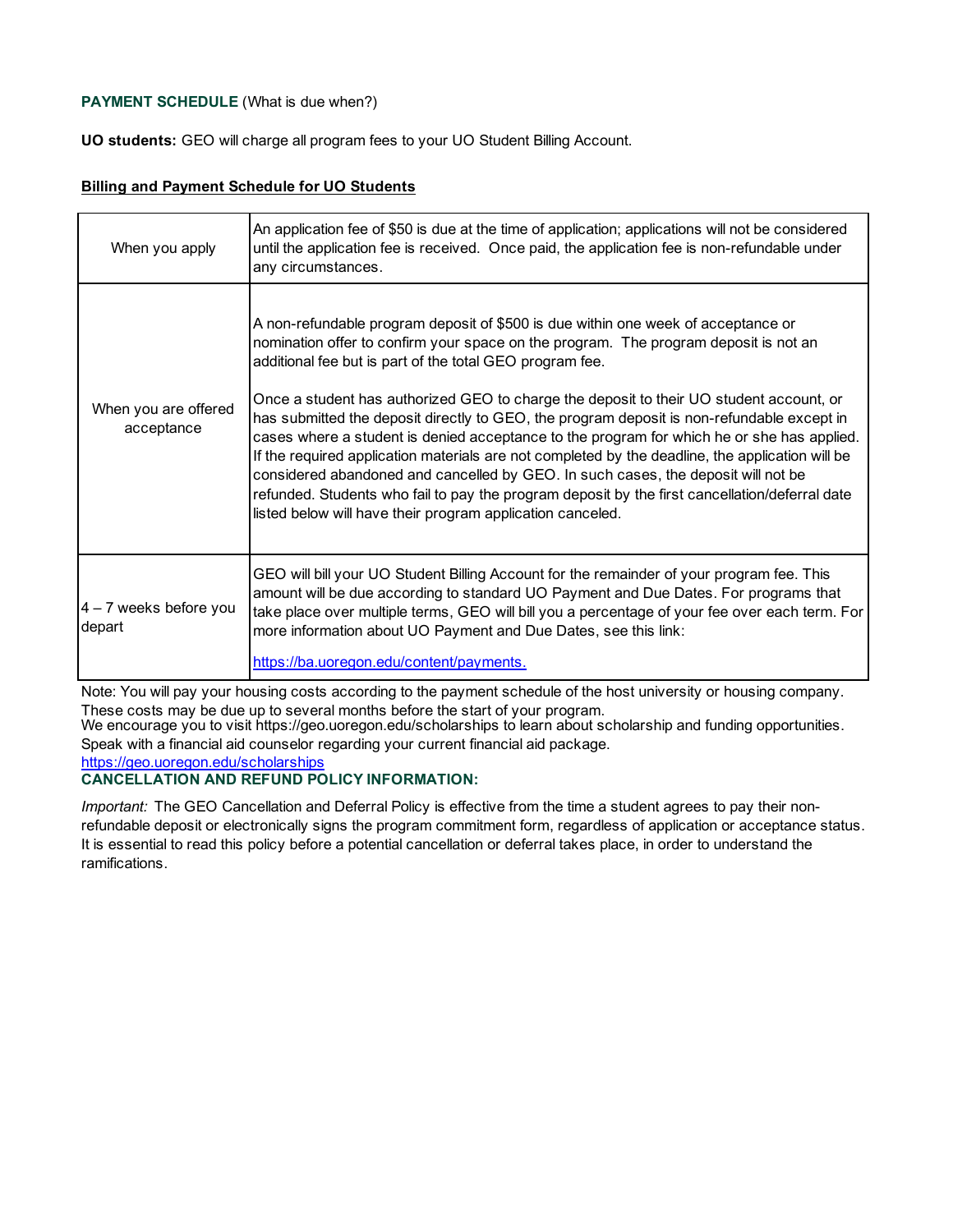**PAYMENT SCHEDULE** (What is due when?)

**UO students:** GEO will charge all program fees to your UO Student Billing Account.

**Billing and Payment Schedule for UO Students**

| | |
|---|---|
| When you apply | An application fee of $50 is due at the time of application; applications will not be considered until the application fee is received. Once paid, the application fee is non-refundable under any circumstances. |
| When you are offered acceptance | A non-refundable program deposit of $500 is due within one week of acceptance or nomination offer to confirm your space on the program. The program deposit is not an additional fee but is part of the total GEO program fee.<br><br>Once a student has authorized GEO to charge the deposit to their UO student account, or has submitted the deposit directly to GEO, the program deposit is non-refundable except in cases where a student is denied acceptance to the program for which he or she has applied. If the required application materials are not completed by the deadline, the application will be considered abandoned and cancelled by GEO. In such cases, the deposit will not be refunded. Students who fail to pay the program deposit by the first cancellation/deferral date listed below will have their program application canceled. |
| 4 – 7 weeks before you depart | GEO will bill your UO Student Billing Account for the remainder of your program fee. This amount will be due according to standard UO Payment and Due Dates. For programs that take place over multiple terms, GEO will bill you a percentage of your fee over each term. For more information about UO Payment and Due Dates, see this link:<br><br>https://ba.uoregon.edu/content/payments. |

Note: You will pay your housing costs according to the payment schedule of the host university or housing company. These costs may be due up to several months before the start of your program.
We encourage you to visit https://geo.uoregon.edu/scholarships to learn about scholarship and funding opportunities. Speak with a financial aid counselor regarding your current financial aid package.
https://geo.uoregon.edu/scholarships

**CANCELLATION AND REFUND POLICY INFORMATION:**

*Important:* The GEO Cancellation and Deferral Policy is effective from the time a student agrees to pay their non-refundable deposit or electronically signs the program commitment form, regardless of application or acceptance status. It is essential to read this policy before a potential cancellation or deferral takes place, in order to understand the ramifications.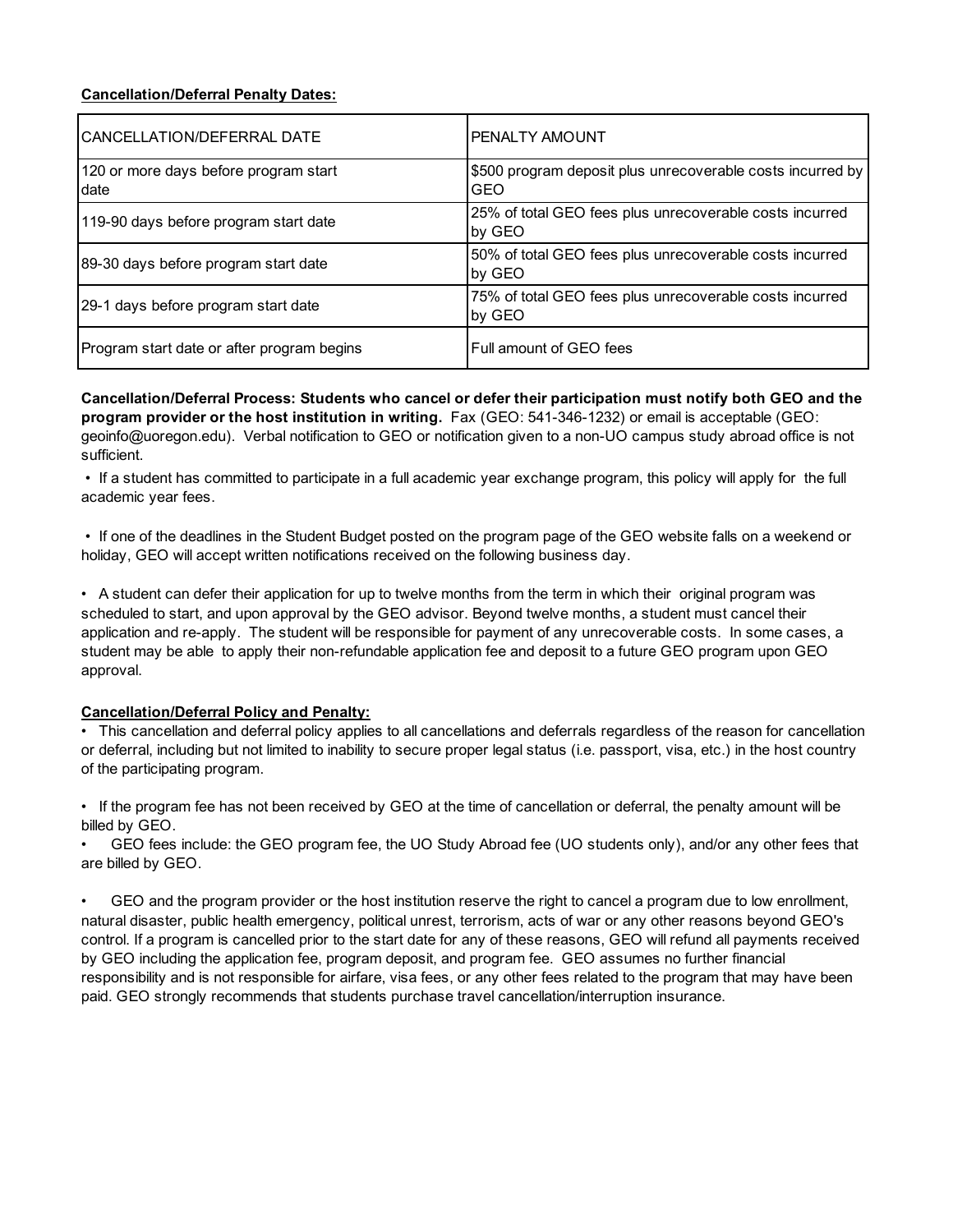**Cancellation/Deferral Penalty Dates:**

| CANCELLATION/DEFERRAL DATE | PENALTY AMOUNT |
|---|---|
| 120 or more days before program start date | $500 program deposit plus unrecoverable costs incurred by GEO |
| 119-90 days before program start date | 25% of total GEO fees plus unrecoverable costs incurred by GEO |
| 89-30 days before program start date | 50% of total GEO fees plus unrecoverable costs incurred by GEO |
| 29-1 days before program start date | 75% of total GEO fees plus unrecoverable costs incurred by GEO |
| Program start date or after program begins | Full amount of GEO fees |

**Cancellation/Deferral Process: Students who cancel or defer their participation must notify both GEO and the program provider or the host institution in writing.** Fax (GEO: 541-346-1232) or email is acceptable (GEO: geoinfo@uoregon.edu). Verbal notification to GEO or notification given to a non-UO campus study abroad office is not sufficient.

- If a student has committed to participate in a full academic year exchange program, this policy will apply for the full academic year fees.

- If one of the deadlines in the Student Budget posted on the program page of the GEO website falls on a weekend or holiday, GEO will accept written notifications received on the following business day.

- A student can defer their application for up to twelve months from the term in which their original program was scheduled to start, and upon approval by the GEO advisor. Beyond twelve months, a student must cancel their application and re-apply. The student will be responsible for payment of any unrecoverable costs. In some cases, a student may be able to apply their non-refundable application fee and deposit to a future GEO program upon GEO approval.

**Cancellation/Deferral Policy and Penalty:**

- This cancellation and deferral policy applies to all cancellations and deferrals regardless of the reason for cancellation or deferral, including but not limited to inability to secure proper legal status (i.e. passport, visa, etc.) in the host country of the participating program.

- If the program fee has not been received by GEO at the time of cancellation or deferral, the penalty amount will be billed by GEO.
- GEO fees include: the GEO program fee, the UO Study Abroad fee (UO students only), and/or any other fees that are billed by GEO.

- GEO and the program provider or the host institution reserve the right to cancel a program due to low enrollment, natural disaster, public health emergency, political unrest, terrorism, acts of war or any other reasons beyond GEO's control. If a program is cancelled prior to the start date for any of these reasons, GEO will refund all payments received by GEO including the application fee, program deposit, and program fee. GEO assumes no further financial responsibility and is not responsible for airfare, visa fees, or any other fees related to the program that may have been paid. GEO strongly recommends that students purchase travel cancellation/interruption insurance.